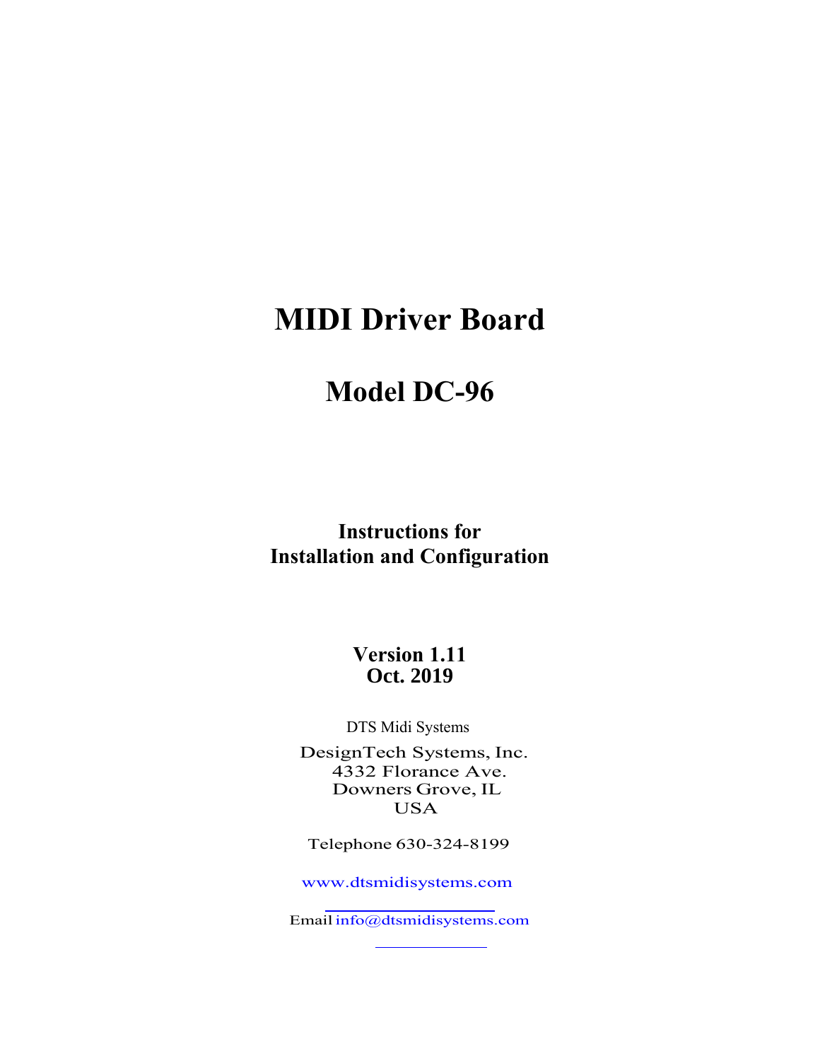# MIDI Driver Board

## Model DC-96

### Instructions for
### Installation and Configuration

**Version 1.11**
**Oct. 2019**

DTS Midi Systems

DesignTech Systems, Inc.
4332 Florance Ave.
Downers Grove, IL
USA

Telephone 630-324-8199

www.dtsmidisystems.com

Email info@dtsmidisystems.com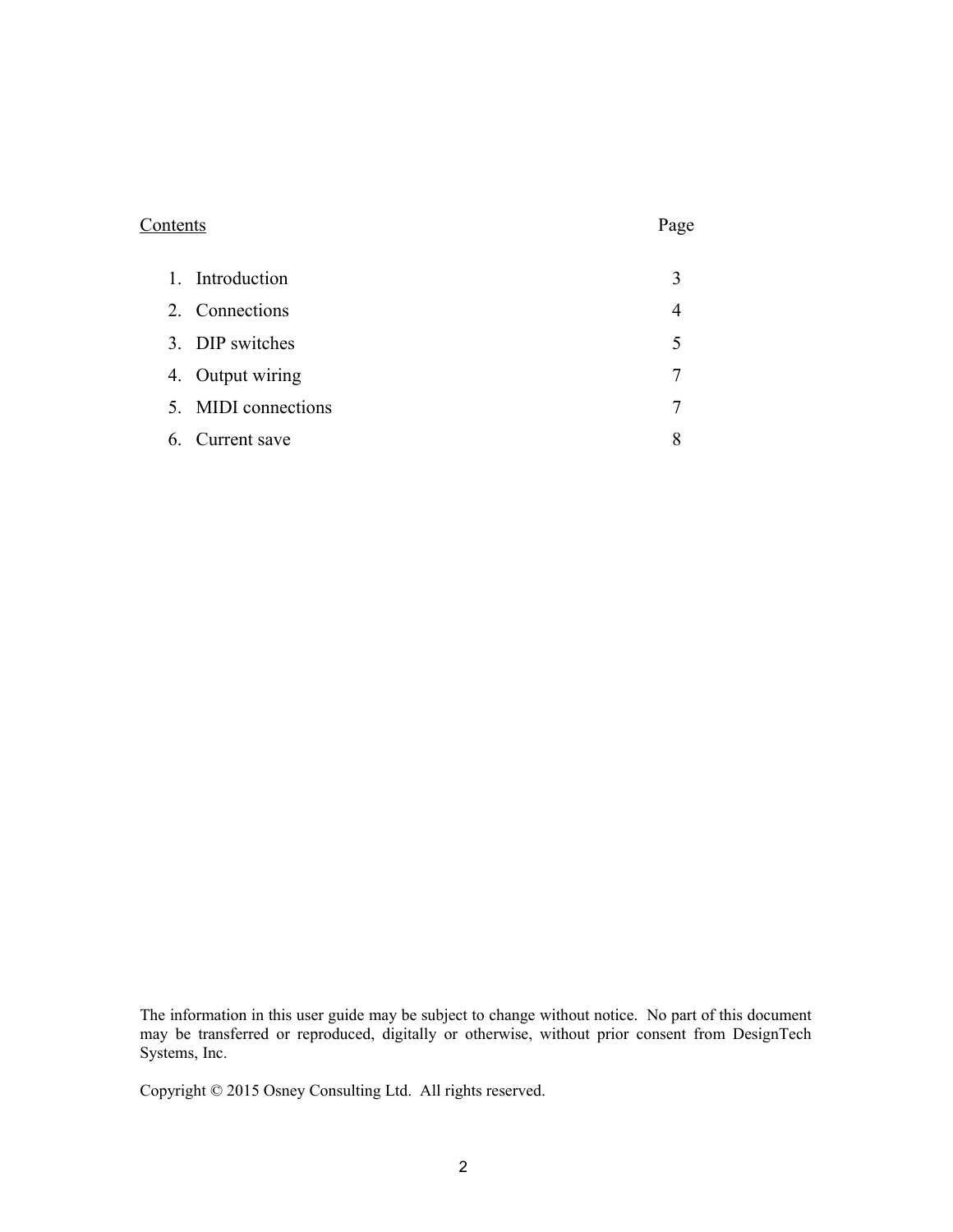| <u>Contents</u> | Page |
|---|---|
| 1. Introduction | 3 |
| 2. Connections | 4 |
| 3. DIP switches | 5 |
| 4. Output wiring | 7 |
| 5. MIDI connections | 7 |
| 6. Current save | 8 |

The information in this user guide may be subject to change without notice. No part of this document may be transferred or reproduced, digitally or otherwise, without prior consent from DesignTech Systems, Inc.

Copyright © 2015 Osney Consulting Ltd. All rights reserved.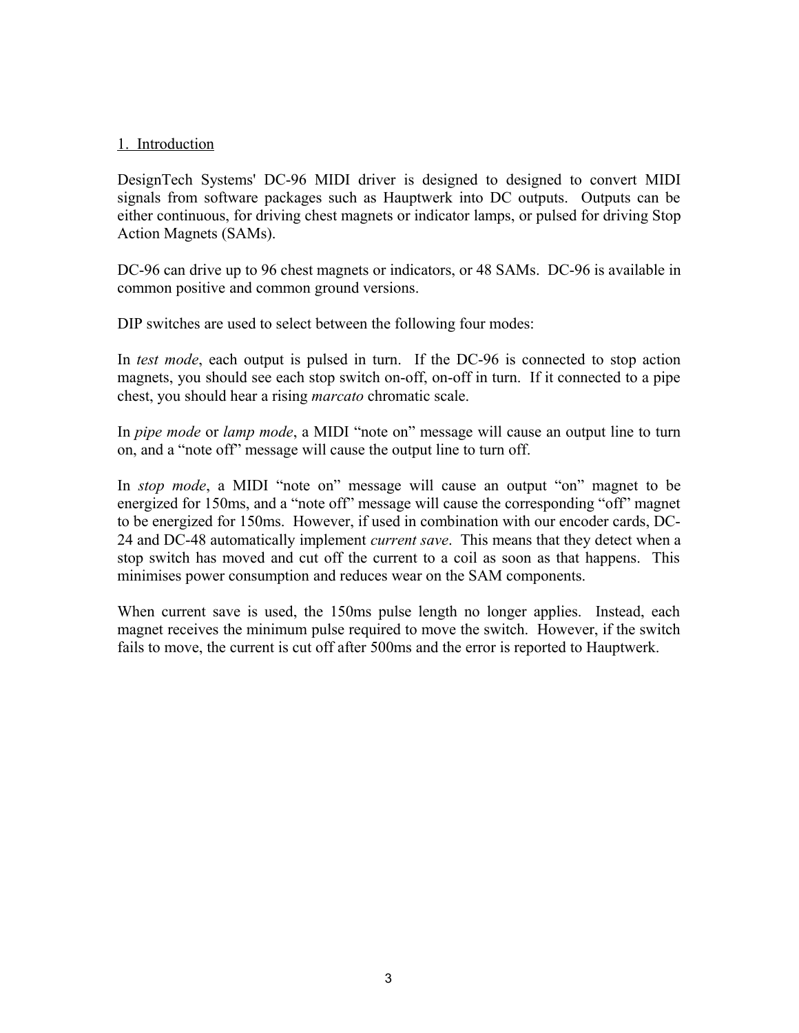## 1. Introduction

DesignTech Systems' DC-96 MIDI driver is designed to designed to convert MIDI signals from software packages such as Hauptwerk into DC outputs. Outputs can be either continuous, for driving chest magnets or indicator lamps, or pulsed for driving Stop Action Magnets (SAMs).

DC-96 can drive up to 96 chest magnets or indicators, or 48 SAMs. DC-96 is available in common positive and common ground versions.

DIP switches are used to select between the following four modes:

In *test mode*, each output is pulsed in turn. If the DC-96 is connected to stop action magnets, you should see each stop switch on-off, on-off in turn. If it connected to a pipe chest, you should hear a rising *marcato* chromatic scale.

In *pipe mode* or *lamp mode*, a MIDI "note on" message will cause an output line to turn on, and a "note off" message will cause the output line to turn off.

In *stop mode*, a MIDI "note on" message will cause an output "on" magnet to be energized for 150ms, and a "note off" message will cause the corresponding "off" magnet to be energized for 150ms. However, if used in combination with our encoder cards, DC-24 and DC-48 automatically implement *current save*. This means that they detect when a stop switch has moved and cut off the current to a coil as soon as that happens. This minimises power consumption and reduces wear on the SAM components.

When current save is used, the 150ms pulse length no longer applies. Instead, each magnet receives the minimum pulse required to move the switch. However, if the switch fails to move, the current is cut off after 500ms and the error is reported to Hauptwerk.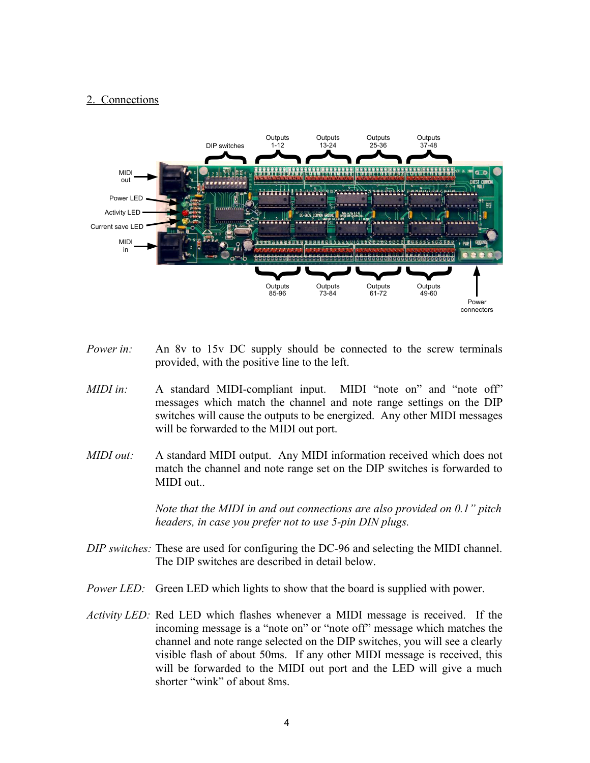## 2. Connections

*Power in:* An 8v to 15v DC supply should be connected to the screw terminals provided, with the positive line to the left.

*MIDI in:* A standard MIDI-compliant input. MIDI "note on" and "note off" messages which match the channel and note range settings on the DIP switches will cause the outputs to be energized. Any other MIDI messages will be forwarded to the MIDI out port.

*MIDI out:* A standard MIDI output. Any MIDI information received which does not match the channel and note range set on the DIP switches is forwarded to MIDI out..

*Note that the MIDI in and out connections are also provided on 0.1" pitch headers, in case you prefer not to use 5-pin DIN plugs.*

*DIP switches:* These are used for configuring the DC-96 and selecting the MIDI channel. The DIP switches are described in detail below.

*Power LED:* Green LED which lights to show that the board is supplied with power.

*Activity LED:* Red LED which flashes whenever a MIDI message is received. If the incoming message is a "note on" or "note off" message which matches the channel and note range selected on the DIP switches, you will see a clearly visible flash of about 50ms. If any other MIDI message is received, this will be forwarded to the MIDI out port and the LED will give a much shorter "wink" of about 8ms.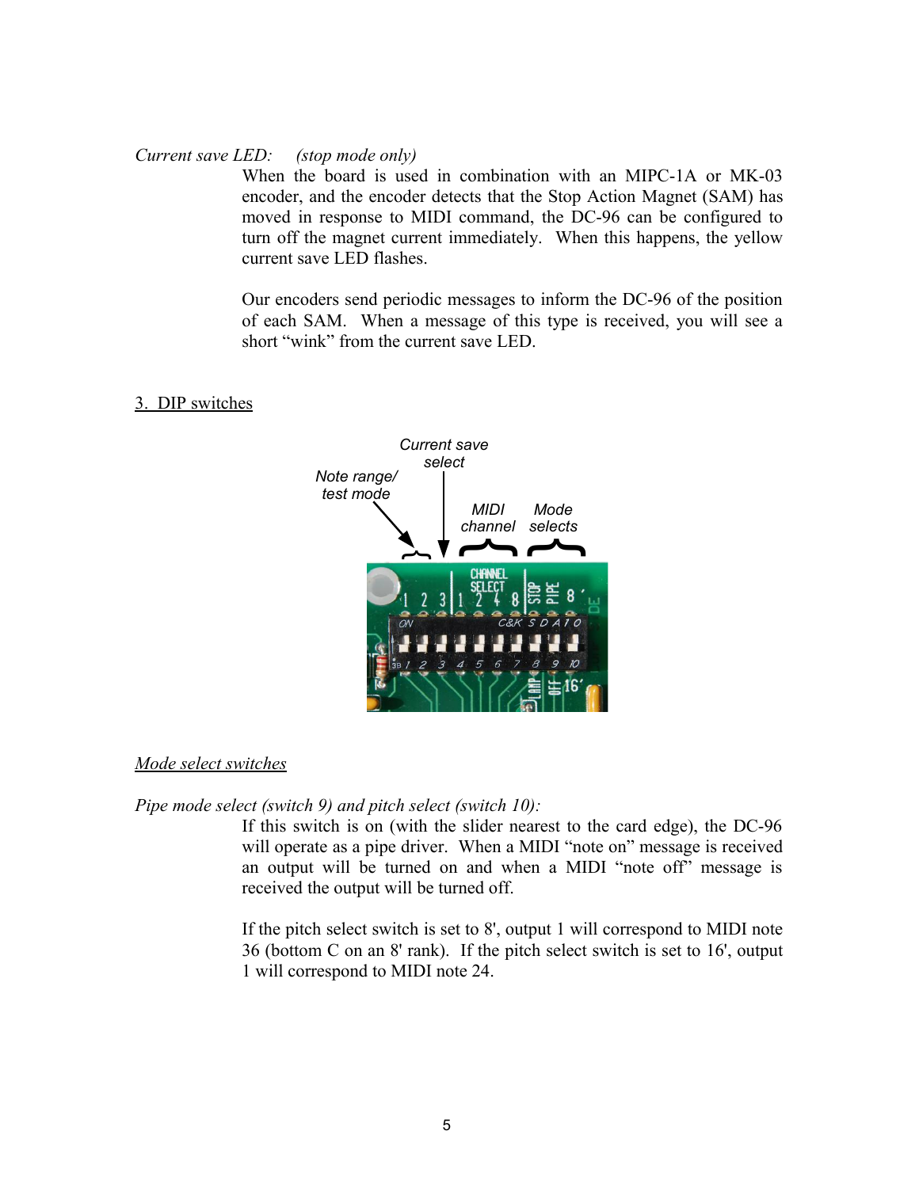*Current save LED:* *(stop mode only)*

When the board is used in combination with an MIPC-1A or MK-03 encoder, and the encoder detects that the Stop Action Magnet (SAM) has moved in response to MIDI command, the DC-96 can be configured to turn off the magnet current immediately. When this happens, the yellow current save LED flashes.

Our encoders send periodic messages to inform the DC-96 of the position of each SAM. When a message of this type is received, you will see a short "wink" from the current save LED.

## 3. DIP switches

*Mode select switches*

*Pipe mode select (switch 9) and pitch select (switch 10):*

If this switch is on (with the slider nearest to the card edge), the DC-96 will operate as a pipe driver. When a MIDI "note on" message is received an output will be turned on and when a MIDI "note off" message is received the output will be turned off.

If the pitch select switch is set to 8', output 1 will correspond to MIDI note 36 (bottom C on an 8' rank). If the pitch select switch is set to 16', output 1 will correspond to MIDI note 24.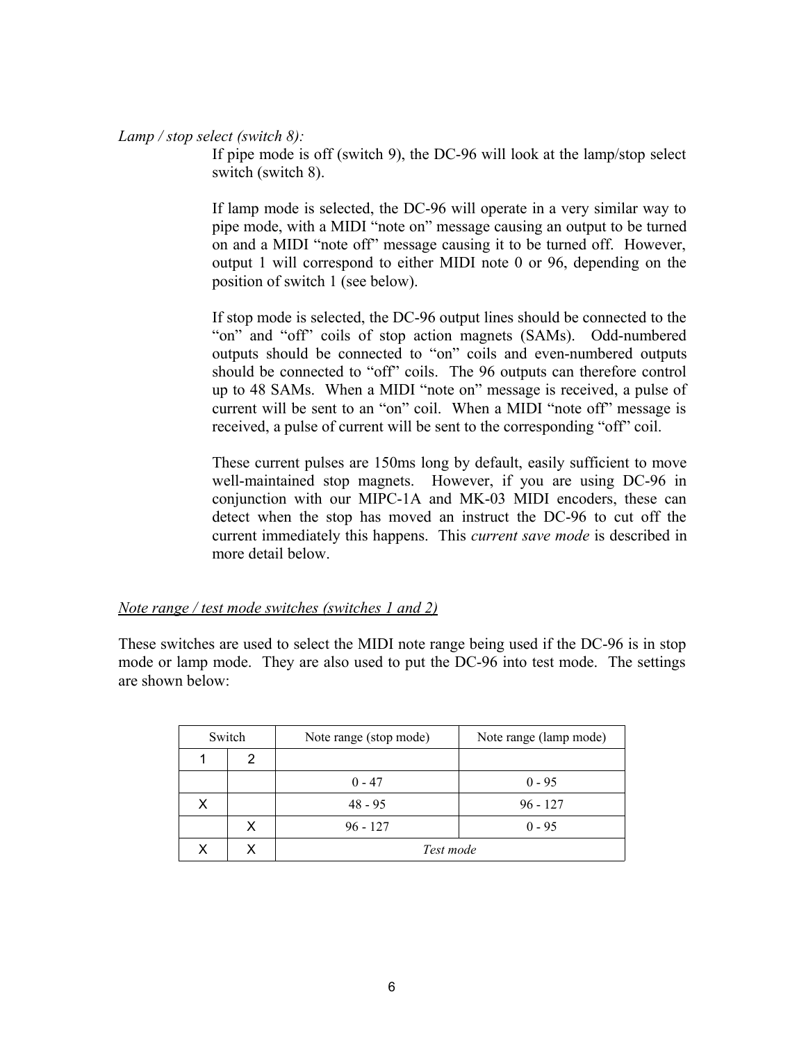*Lamp / stop select (switch 8):*

If pipe mode is off (switch 9), the DC-96 will look at the lamp/stop select switch (switch 8).

If lamp mode is selected, the DC-96 will operate in a very similar way to pipe mode, with a MIDI "note on" message causing an output to be turned on and a MIDI "note off" message causing it to be turned off. However, output 1 will correspond to either MIDI note 0 or 96, depending on the position of switch 1 (see below).

If stop mode is selected, the DC-96 output lines should be connected to the "on" and "off" coils of stop action magnets (SAMs). Odd-numbered outputs should be connected to "on" coils and even-numbered outputs should be connected to "off" coils. The 96 outputs can therefore control up to 48 SAMs. When a MIDI "note on" message is received, a pulse of current will be sent to an "on" coil. When a MIDI "note off" message is received, a pulse of current will be sent to the corresponding "off" coil.

These current pulses are 150ms long by default, easily sufficient to move well-maintained stop magnets. However, if you are using DC-96 in conjunction with our MIPC-1A and MK-03 MIDI encoders, these can detect when the stop has moved an instruct the DC-96 to cut off the current immediately this happens. This *current save mode* is described in more detail below.

<u>*Note range / test mode switches (switches 1 and 2)*</u>

These switches are used to select the MIDI note range being used if the DC-96 is in stop mode or lamp mode. They are also used to put the DC-96 into test mode. The settings are shown below:

| Switch | | Note range (stop mode) | Note range (lamp mode) |
|---|---|---|---|
| 1 | 2 | | |
| | | 0 - 47 | 0 - 95 |
| X | | 48 - 95 | 96 - 127 |
| | X | 96 - 127 | 0 - 95 |
| X | X | *Test mode* | |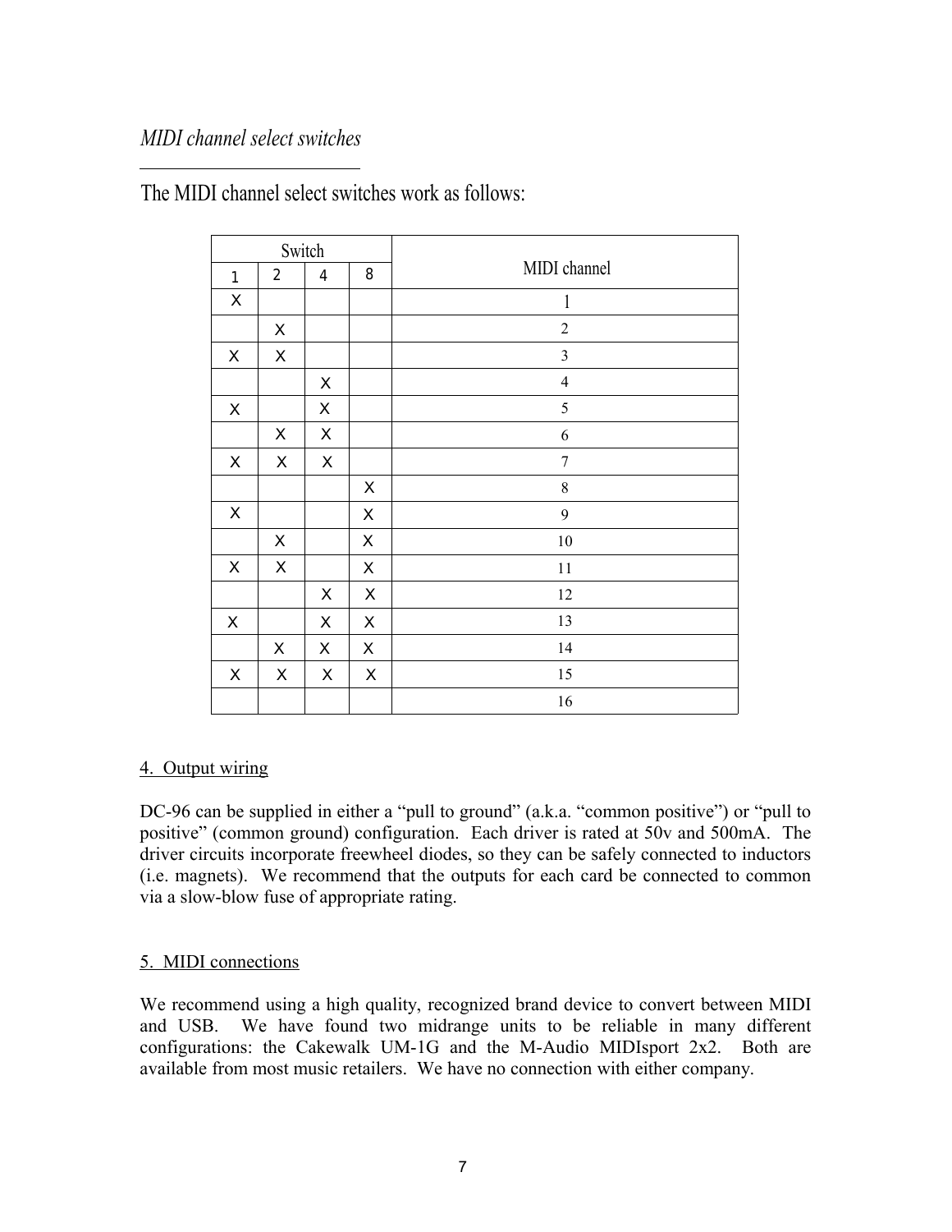*MIDI channel select switches*

The MIDI channel select switches work as follows:

| Switch | | | | MIDI channel |
|---|---|---|---|---|
| 1 | 2 | 4 | 8 | |
| X | | | | 1 |
| | X | | | 2 |
| X | X | | | 3 |
| | | X | | 4 |
| X | | X | | 5 |
| | X | X | | 6 |
| X | X | X | | 7 |
| | | | X | 8 |
| X | | | X | 9 |
| | X | | X | 10 |
| X | X | | X | 11 |
| | | X | X | 12 |
| X | | X | X | 13 |
| | X | X | X | 14 |
| X | X | X | X | 15 |
| | | | | 16 |

## 4. Output wiring

DC-96 can be supplied in either a “pull to ground” (a.k.a. “common positive”) or “pull to positive” (common ground) configuration. Each driver is rated at 50v and 500mA. The driver circuits incorporate freewheel diodes, so they can be safely connected to inductors (i.e. magnets). We recommend that the outputs for each card be connected to common via a slow-blow fuse of appropriate rating.

## 5. MIDI connections

We recommend using a high quality, recognized brand device to convert between MIDI and USB. We have found two midrange units to be reliable in many different configurations: the Cakewalk UM-1G and the M-Audio MIDIsport 2x2. Both are available from most music retailers. We have no connection with either company.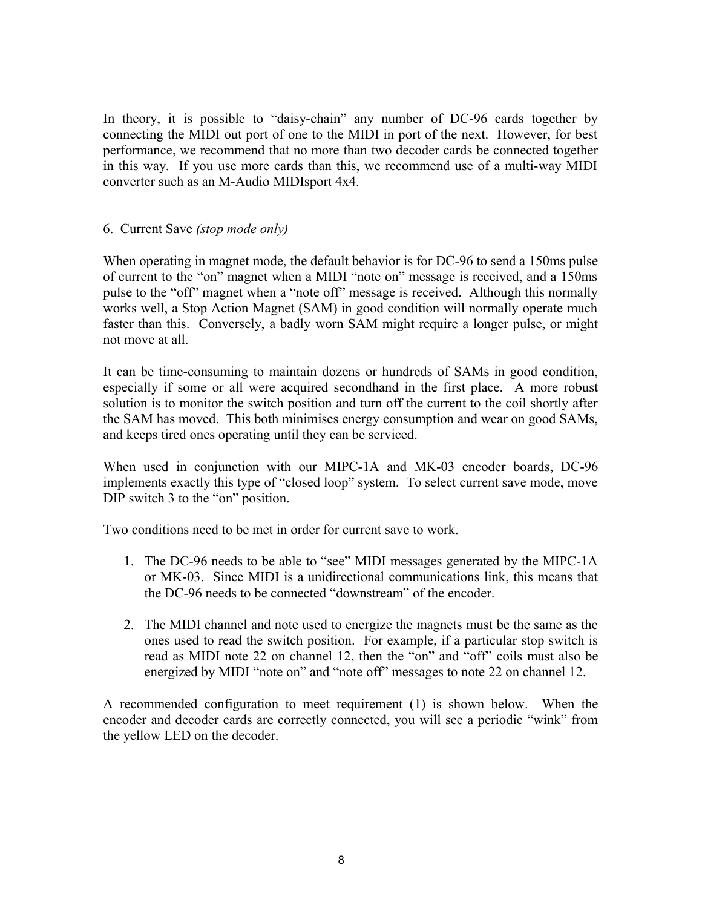In theory, it is possible to "daisy-chain" any number of DC-96 cards together by connecting the MIDI out port of one to the MIDI in port of the next. However, for best performance, we recommend that no more than two decoder cards be connected together in this way. If you use more cards than this, we recommend use of a multi-way MIDI converter such as an M-Audio MIDIsport 4x4.

## 6. Current Save *(stop mode only)*

When operating in magnet mode, the default behavior is for DC-96 to send a 150ms pulse of current to the "on" magnet when a MIDI "note on" message is received, and a 150ms pulse to the "off" magnet when a "note off" message is received. Although this normally works well, a Stop Action Magnet (SAM) in good condition will normally operate much faster than this. Conversely, a badly worn SAM might require a longer pulse, or might not move at all.

It can be time-consuming to maintain dozens or hundreds of SAMs in good condition, especially if some or all were acquired secondhand in the first place. A more robust solution is to monitor the switch position and turn off the current to the coil shortly after the SAM has moved. This both minimises energy consumption and wear on good SAMs, and keeps tired ones operating until they can be serviced.

When used in conjunction with our MIPC-1A and MK-03 encoder boards, DC-96 implements exactly this type of "closed loop" system. To select current save mode, move DIP switch 3 to the "on" position.

Two conditions need to be met in order for current save to work.

1. The DC-96 needs to be able to "see" MIDI messages generated by the MIPC-1A or MK-03. Since MIDI is a unidirectional communications link, this means that the DC-96 needs to be connected "downstream" of the encoder.

2. The MIDI channel and note used to energize the magnets must be the same as the ones used to read the switch position. For example, if a particular stop switch is read as MIDI note 22 on channel 12, then the "on" and "off" coils must also be energized by MIDI "note on" and "note off" messages to note 22 on channel 12.

A recommended configuration to meet requirement (1) is shown below. When the encoder and decoder cards are correctly connected, you will see a periodic "wink" from the yellow LED on the decoder.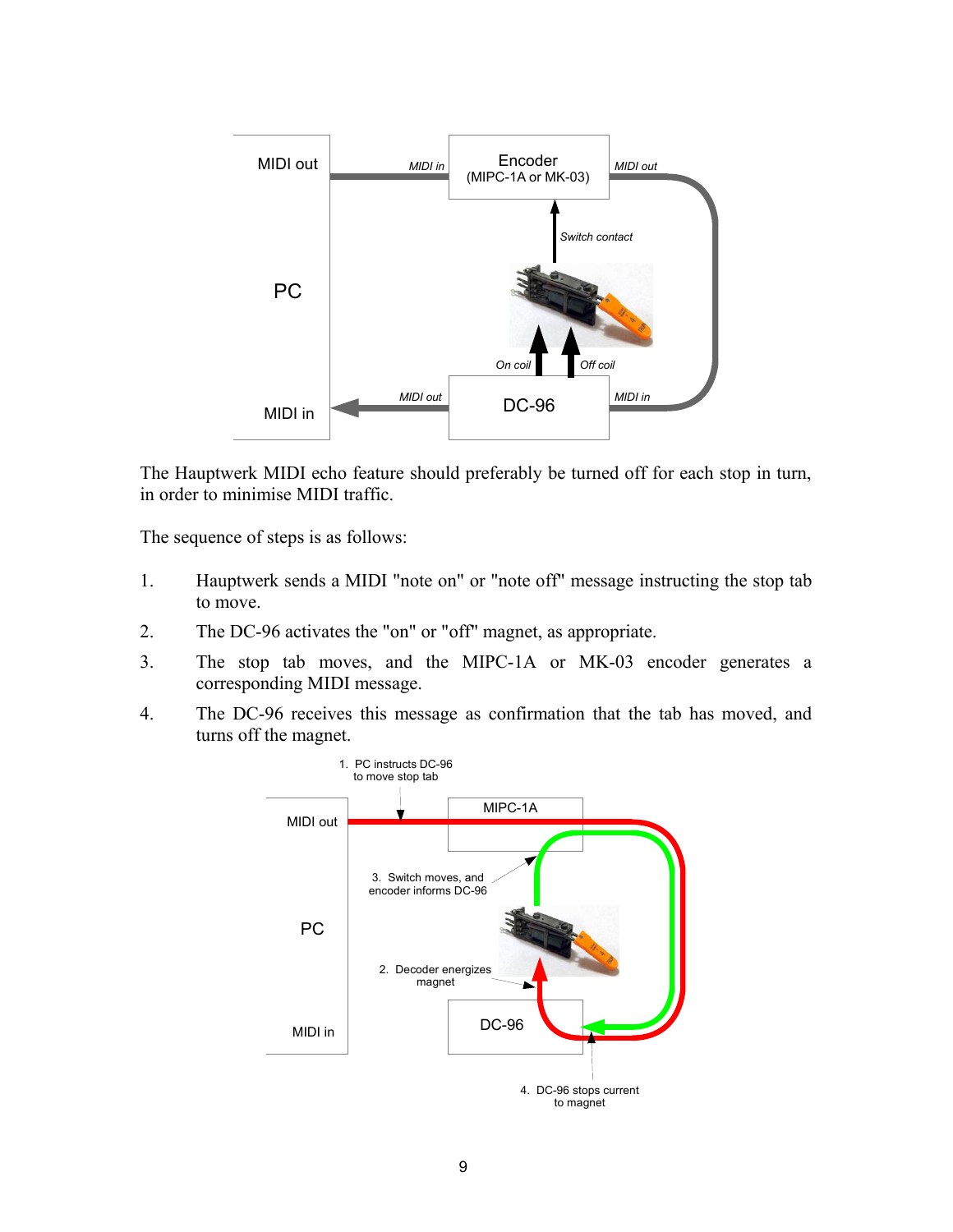The Hauptwerk MIDI echo feature should preferably be turned off for each stop in turn, in order to minimise MIDI traffic.

The sequence of steps is as follows:

1. Hauptwerk sends a MIDI "note on" or "note off" message instructing the stop tab to move.
2. The DC-96 activates the "on" or "off" magnet, as appropriate.
3. The stop tab moves, and the MIPC-1A or MK-03 encoder generates a corresponding MIDI message.
4. The DC-96 receives this message as confirmation that the tab has moved, and turns off the magnet.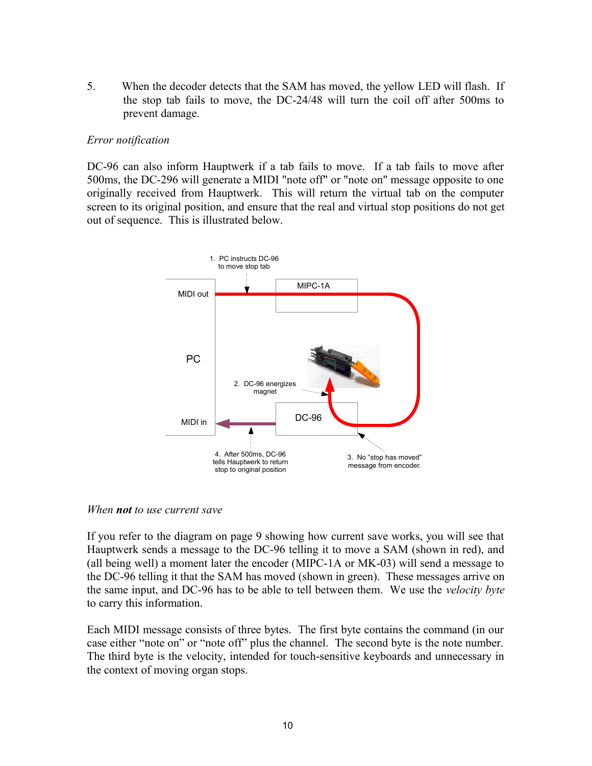5. When the decoder detects that the SAM has moved, the yellow LED will flash. If the stop tab fails to move, the DC-24/48 will turn the coil off after 500ms to prevent damage.

*Error notification*

DC-96 can also inform Hauptwerk if a tab fails to move. If a tab fails to move after 500ms, the DC-296 will generate a MIDI "note off" or "note on" message opposite to one originally received from Hauptwerk. This will return the virtual tab on the computer screen to its original position, and ensure that the real and virtual stop positions do not get out of sequence. This is illustrated below.

1. PC instructs DC-96 to move stop tab

MIDI out

MIPC-1A

PC

2. DC-96 energizes magnet

MIDI in

DC-96

4. After 500ms, DC-96 tells Hauptwerk to return stop to original position

3. No "stop has moved" message from encoder.

*When **not** to use current save*

If you refer to the diagram on page 9 showing how current save works, you will see that Hauptwerk sends a message to the DC-96 telling it to move a SAM (shown in red), and (all being well) a moment later the encoder (MIPC-1A or MK-03) will send a message to the DC-96 telling it that the SAM has moved (shown in green). These messages arrive on the same input, and DC-96 has to be able to tell between them. We use the *velocity byte* to carry this information.

Each MIDI message consists of three bytes. The first byte contains the command (in our case either "note on" or "note off" plus the channel. The second byte is the note number. The third byte is the velocity, intended for touch-sensitive keyboards and unnecessary in the context of moving organ stops.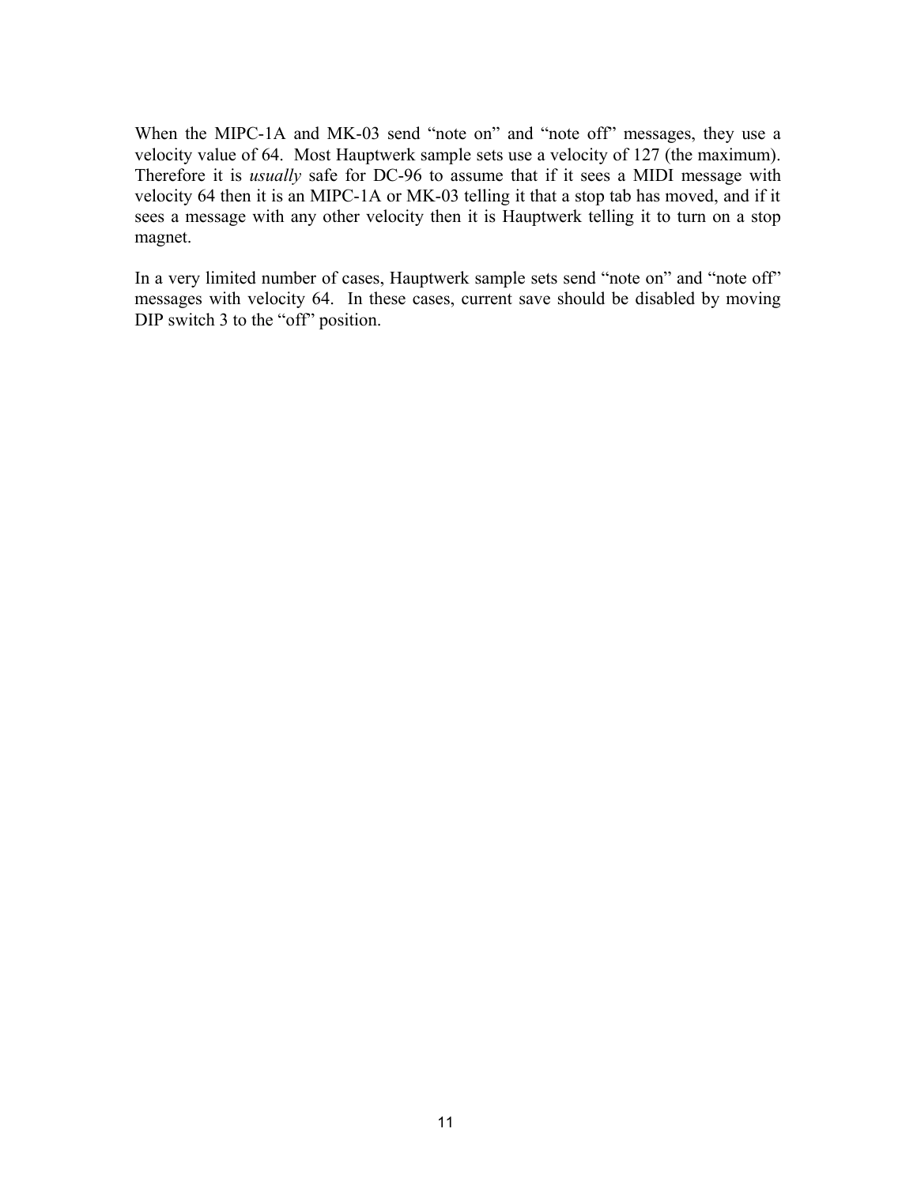When the MIPC-1A and MK-03 send “note on” and “note off” messages, they use a velocity value of 64. Most Hauptwerk sample sets use a velocity of 127 (the maximum). Therefore it is *usually* safe for DC-96 to assume that if it sees a MIDI message with velocity 64 then it is an MIPC-1A or MK-03 telling it that a stop tab has moved, and if it sees a message with any other velocity then it is Hauptwerk telling it to turn on a stop magnet.

In a very limited number of cases, Hauptwerk sample sets send “note on” and “note off” messages with velocity 64. In these cases, current save should be disabled by moving DIP switch 3 to the “off” position.